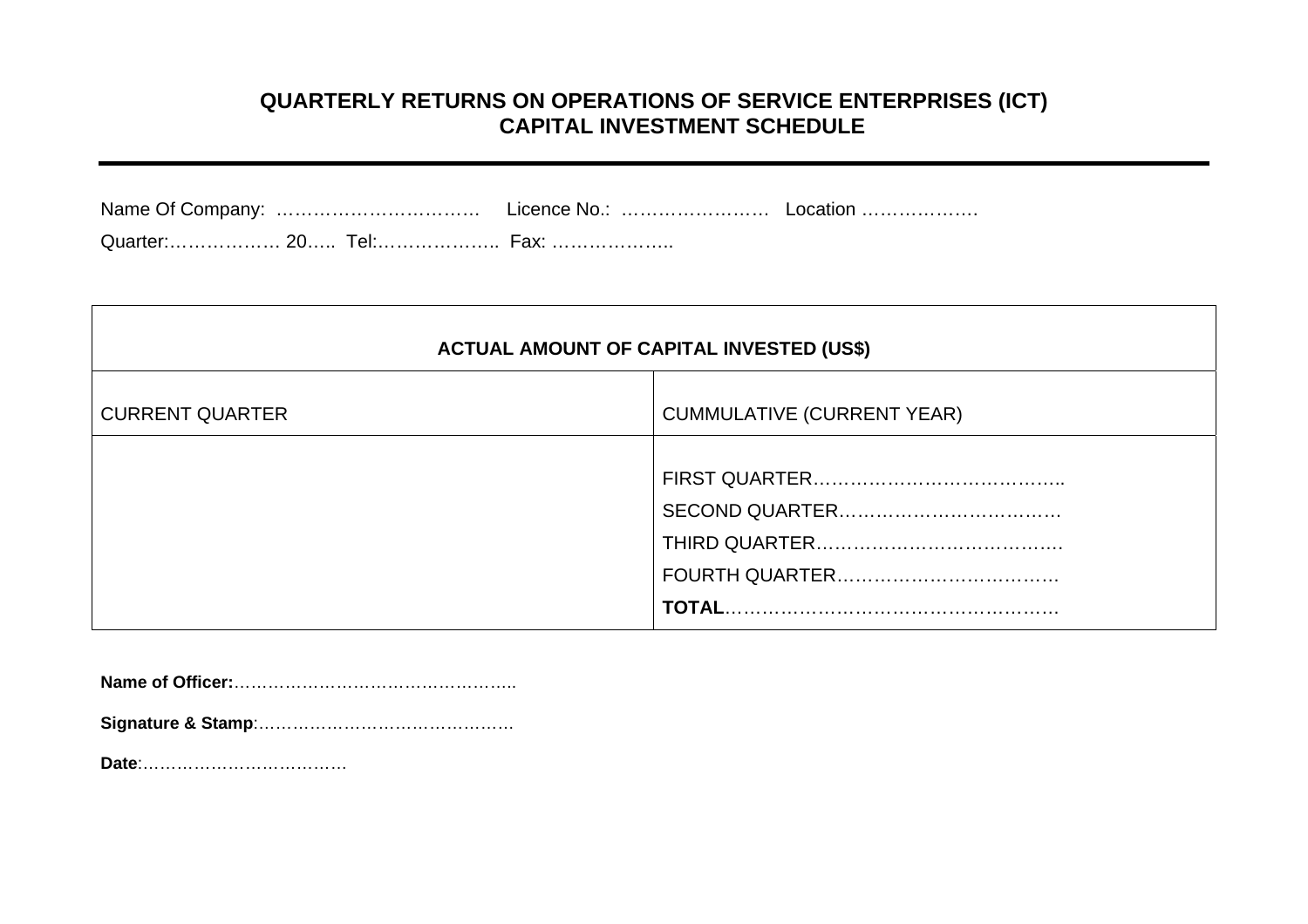# QUARTERLY RETURNS ON OPERATIONS OF SERVICE ENTERPRISES (ICT)
## CAPITAL INVESTMENT SCHEDULE

---

Name Of Company: …………………………… Licence No.: …………………… Location ……………….

Quarter:……………… 20….. Tel:……………….. Fax: ………………..

| ACTUAL AMOUNT OF CAPITAL INVESTED (US$) | |
|---|---|
| CURRENT QUARTER | CUMMULATIVE (CURRENT YEAR) |
| | FIRST QUARTER………………………………….. <br> SECOND QUARTER……………………………… <br> THIRD QUARTER…………………………………. <br> FOURTH QUARTER……………………………… <br> **TOTAL**……………………………………………… |

**Name of Officer:**…………………………………………..

**Signature & Stamp**:………………………………………

**Date**:………………………………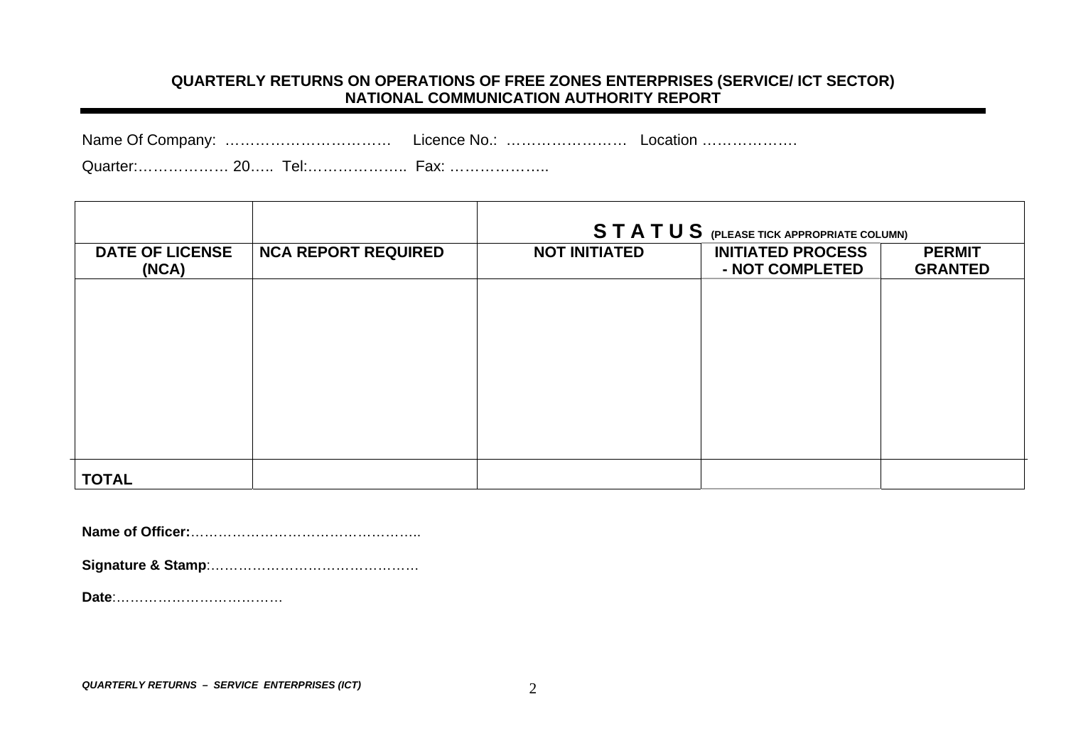**QUARTERLY RETURNS ON OPERATIONS OF FREE ZONES ENTERPRISES (SERVICE/ ICT SECTOR)**
**NATIONAL COMMUNICATION AUTHORITY REPORT**

Name Of Company: …………………………… Licence No.: …………………… Location ……………….

Quarter:……………… 20….. Tel:……………….. Fax: ………………..

| | | **S T A T U S** (PLEASE TICK APPROPRIATE COLUMN) | | |
|---|---|---|---|---|
| **DATE OF LICENSE (NCA)** | **NCA REPORT REQUIRED** | **NOT INITIATED** | **INITIATED PROCESS - NOT COMPLETED** | **PERMIT GRANTED** |
| | | | | |
| **TOTAL** | | | | |

**Name of Officer:**…………………………………………..

**Signature & Stamp**:………………………………………

**Date**:………………………………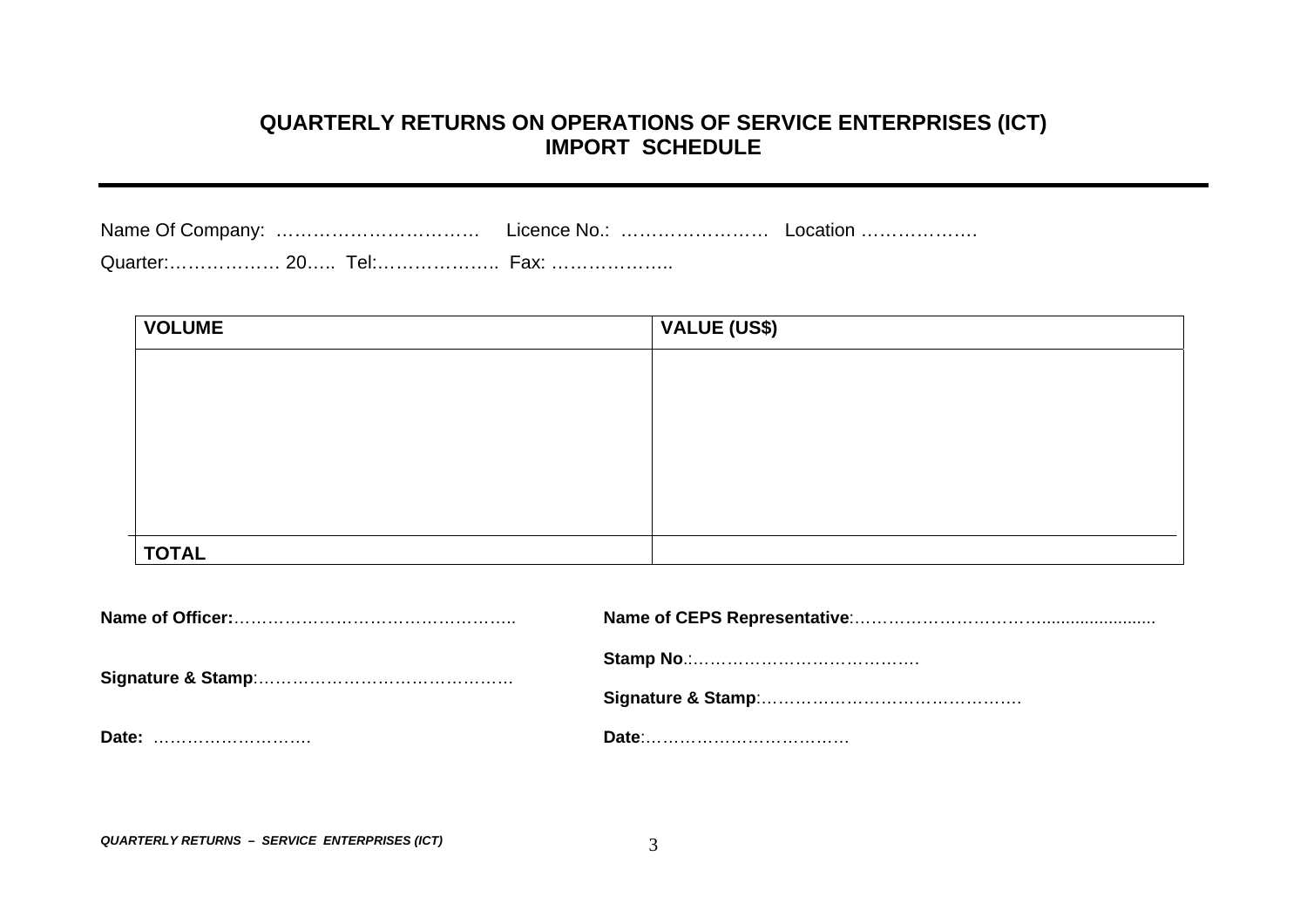# QUARTERLY RETURNS ON OPERATIONS OF SERVICE ENTERPRISES (ICT)
## IMPORT SCHEDULE

---

Name Of Company: …………………………… Licence No.: …………………… Location ……………….

Quarter:……………… 20….. Tel:……………….. Fax: ………………..

| VOLUME | VALUE (US$) |
|---|---|
| | |
| **TOTAL** | |

**Name of Officer:**…………………………………………..

**Signature & Stamp**:………………………………………

**Date:** ……………………….

**Name of CEPS Representative**:……………………………….......................

**Stamp No**.:…………………………………….

**Signature & Stamp**:……………………………………….

**Date**:………………………………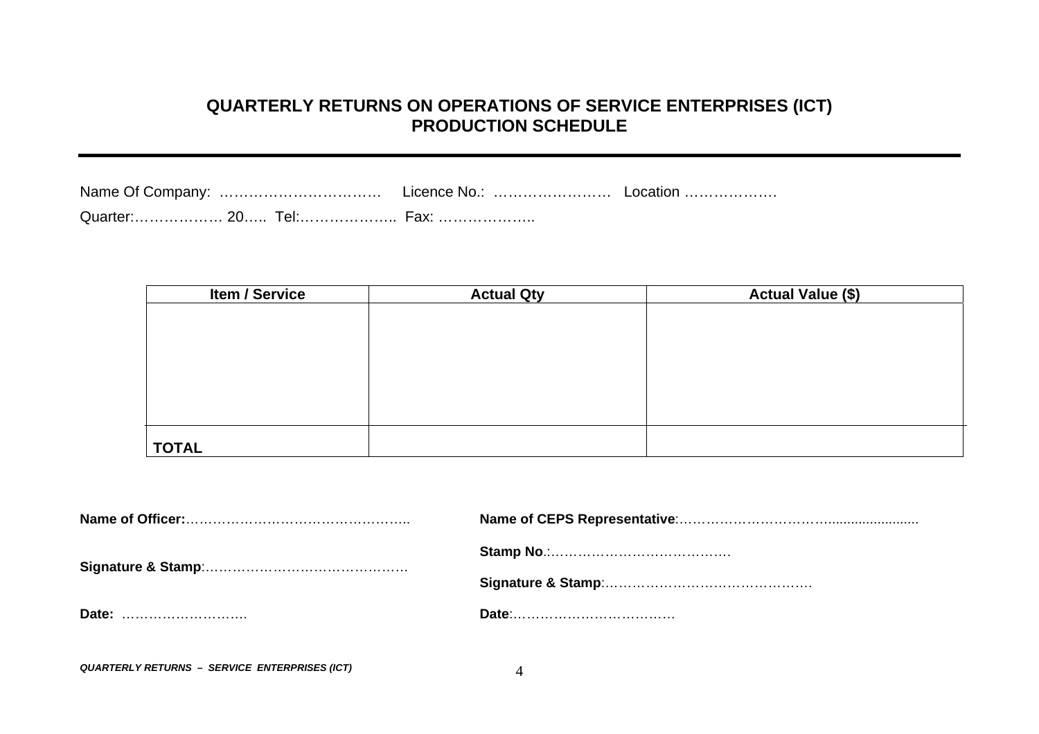## QUARTERLY RETURNS ON OPERATIONS OF SERVICE ENTERPRISES (ICT)
## PRODUCTION SCHEDULE

---

Name Of Company: ……………………………  Licence No.: ……………………  Location ……………….

Quarter:……………… 20….. Tel:……………….. Fax: ………………..

| Item / Service | Actual Qty | Actual Value ($) |
|---|---|---|
| | | |
| **TOTAL** | | |

**Name of Officer:**…………………………………………..

**Signature & Stamp**:………………………………………

**Date:** ……………………….

**Name of CEPS Representative**:………………………………........................

**Stamp No**.:……………………………………

**Signature & Stamp**:……………………………………….

**Date**:………………………………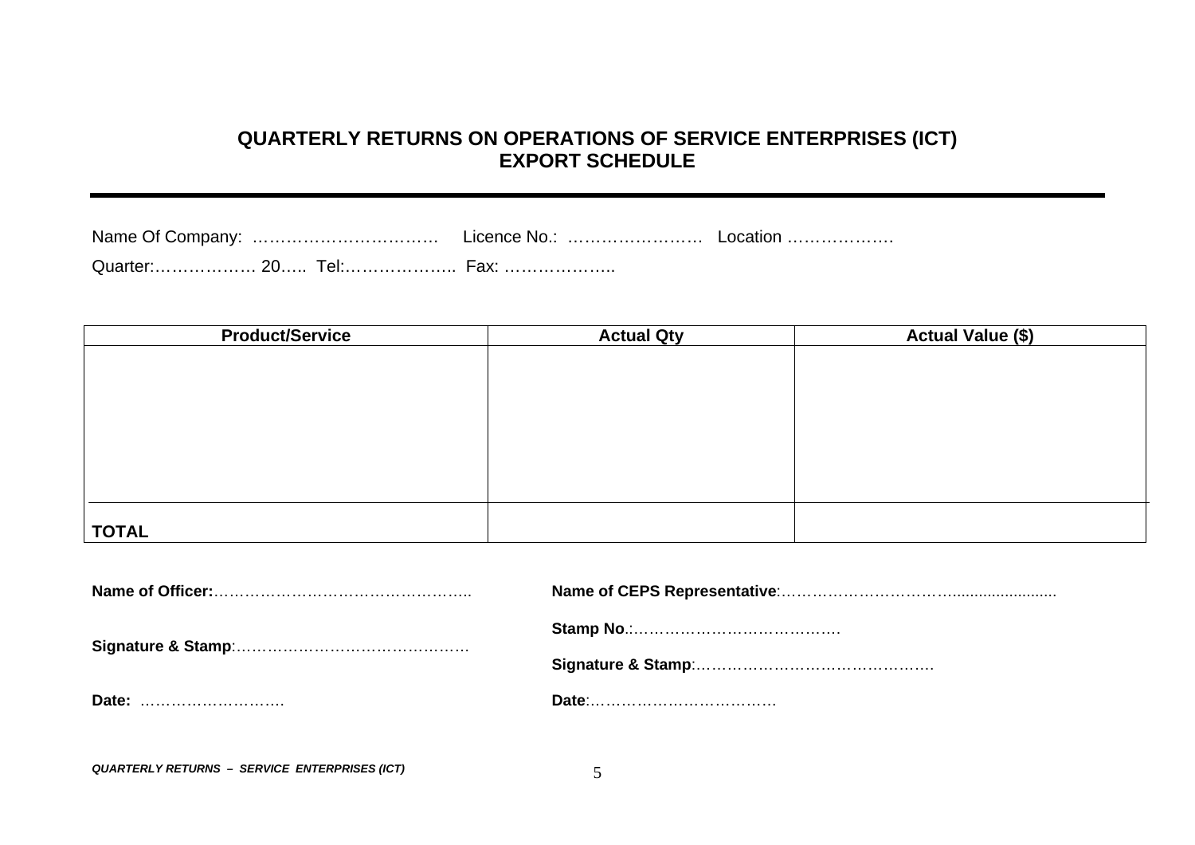# QUARTERLY RETURNS ON OPERATIONS OF SERVICE ENTERPRISES (ICT)
## EXPORT SCHEDULE

---

Name Of Company: ……………………………  Licence No.: ……………………  Location ……………….

Quarter:……………… 20….. Tel:……………….. Fax: ………………..

| Product/Service | Actual Qty | Actual Value ($) |
|---|---|---|
| | | |
| **TOTAL** | | |

**Name of Officer:**…………………………………………..

**Signature & Stamp**:………………………………………

**Date:** ……………………….

**Name of CEPS Representative**:…………………………….......................

**Stamp No**.:……………………………………

**Signature & Stamp**:……………………………………….

**Date**:………………………………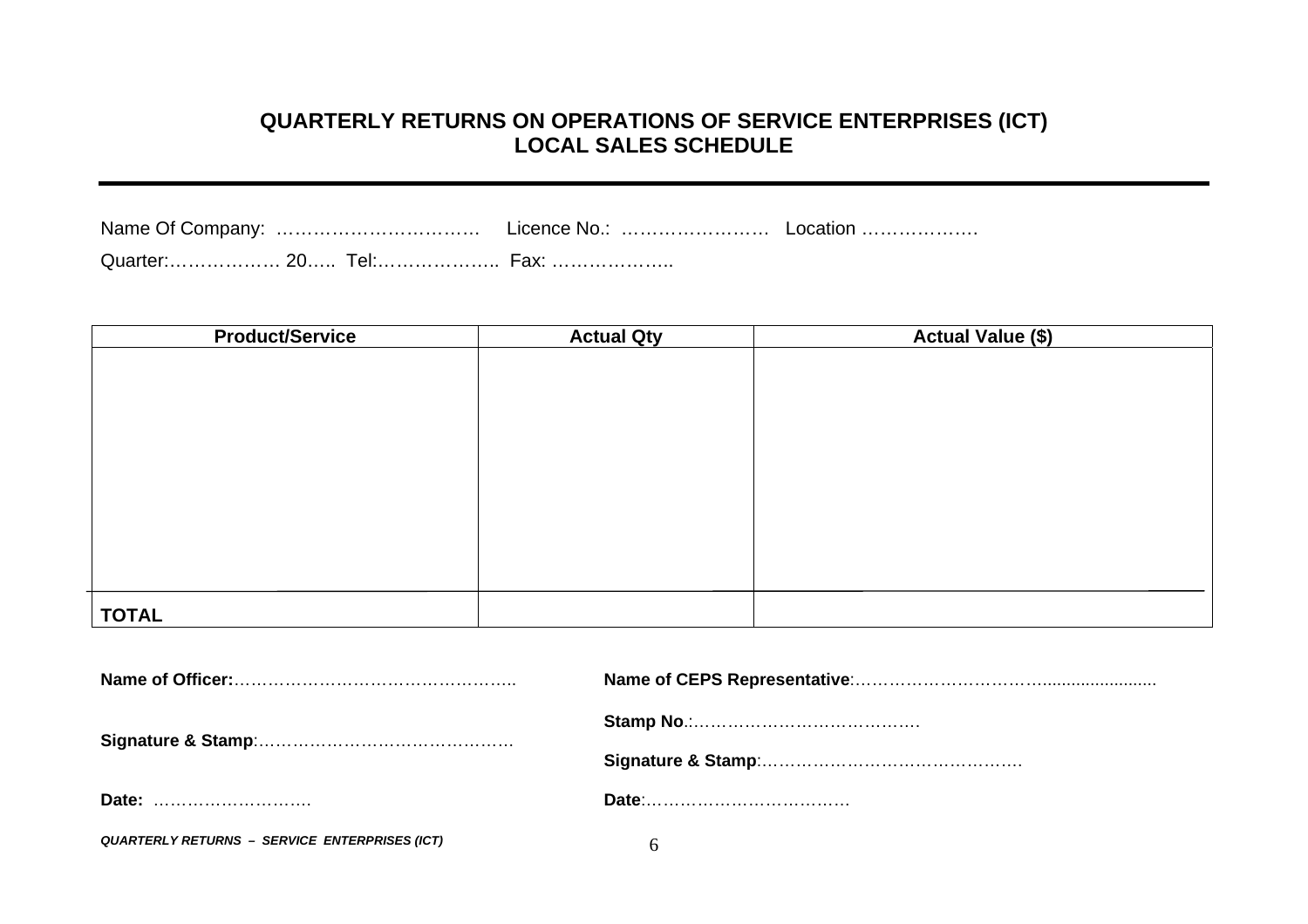# QUARTERLY RETURNS ON OPERATIONS OF SERVICE ENTERPRISES (ICT)
## LOCAL SALES SCHEDULE

Name Of Company: ……………………………  Licence No.: ……………………  Location ……………….

Quarter:……………… 20….. Tel:……………….. Fax: ………………..

| Product/Service | Actual Qty | Actual Value ($) |
|---|---|---|
| | | |
| **TOTAL** | | |

**Name of Officer:**…………………………………………..

**Signature & Stamp**:……………………………………….

**Date:** ……………………….

**Name of CEPS Representative**:…………………………….......................

**Stamp No**.:…………………………………….

**Signature & Stamp**:……………………………………….

**Date**:………………………………

***QUARTERLY RETURNS – SERVICE ENTERPRISES (ICT)***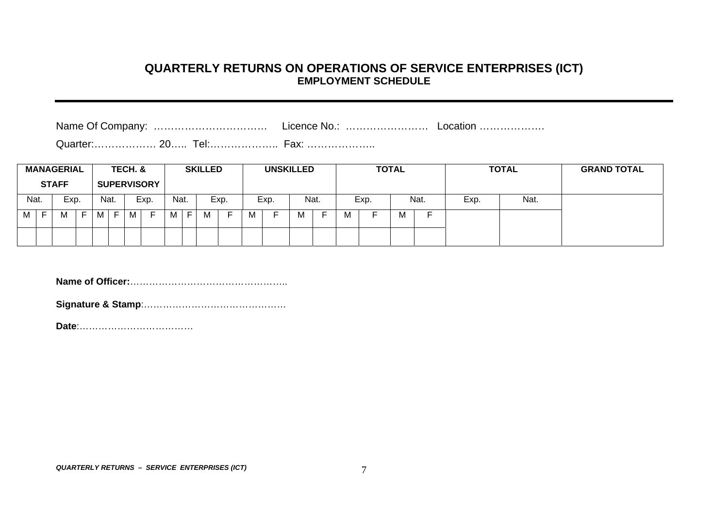# QUARTERLY RETURNS ON OPERATIONS OF SERVICE ENTERPRISES (ICT)

## EMPLOYMENT SCHEDULE

Name Of Company: ……………………………  Licence No.: ……………………  Location ……………….

Quarter:……………… 20….. Tel:……………….. Fax: ………………..

| MANAGERIAL STAFF | | | | TECH. & SUPERVISORY | | | | SKILLED | | | | UNSKILLED | | | | TOTAL | | | | TOTAL | | GRAND TOTAL |
|---|---|---|---|---|---|---|---|---|---|---|---|---|---|---|---|---|---|---|---|---|---|---|
| Nat. | | Exp. | | Nat. | | Exp. | | Nat. | | Exp. | | Exp. | | Nat. | | Exp. | | Nat. | | Exp. | Nat. | |
| M | F | M | F | M | F | M | F | M | F | M | F | M | F | M | F | M | F | M | F | | | |
| | | | | | | | | | | | | | | | | | | | | | | |

**Name of Officer:**…………………………………………..

**Signature & Stamp**:………………………………………

**Date**:………………………………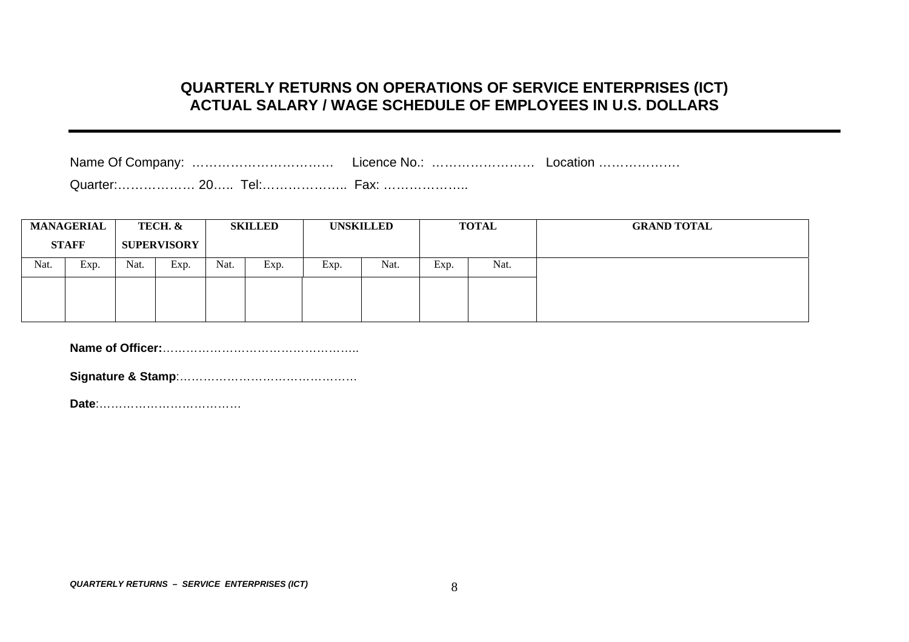**QUARTERLY RETURNS ON OPERATIONS OF SERVICE ENTERPRISES (ICT)**
**ACTUAL SALARY / WAGE SCHEDULE OF EMPLOYEES IN U.S. DOLLARS**

---

Name Of Company: …………………………… Licence No.: …………………… Location ……………….

Quarter:……………… 20….. Tel:……………….. Fax: ………………..

| MANAGERIAL STAFF | | TECH. & SUPERVISORY | | SKILLED | | UNSKILLED | | TOTAL | | GRAND TOTAL |
|---|---|---|---|---|---|---|---|---|---|---|
| Nat. | Exp. | Nat. | Exp. | Nat. | Exp. | Exp. | Nat. | Exp. | Nat. | |
| | | | | | | | | | | |

**Name of Officer:**……………………………………………..

**Signature & Stamp**:………………………………………

**Date**:………………………………

*QUARTERLY RETURNS – SERVICE ENTERPRISES (ICT)*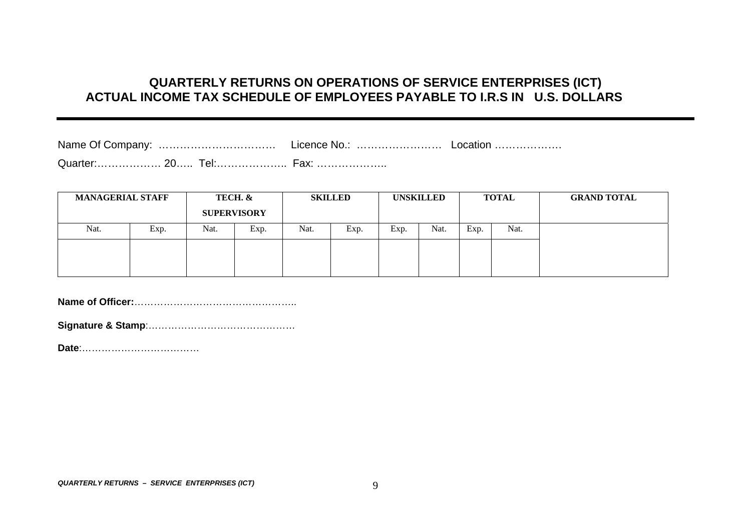## QUARTERLY RETURNS ON OPERATIONS OF SERVICE ENTERPRISES (ICT)
## ACTUAL INCOME TAX SCHEDULE OF EMPLOYEES PAYABLE TO I.R.S IN U.S. DOLLARS

Name Of Company: …………………………… Licence No.: …………………… Location ……………….

Quarter:……………… 20….. Tel:……………….. Fax: ………………..

| MANAGERIAL STAFF | | TECH. & SUPERVISORY | | SKILLED | | UNSKILLED | | TOTAL | | GRAND TOTAL |
|---|---|---|---|---|---|---|---|---|---|---|
| Nat. | Exp. | Nat. | Exp. | Nat. | Exp. | Exp. | Nat. | Exp. | Nat. | |
| | | | | | | | | | | |

**Name of Officer:**…………………………………………..

**Signature & Stamp**:………………………………………

**Date**:………………………………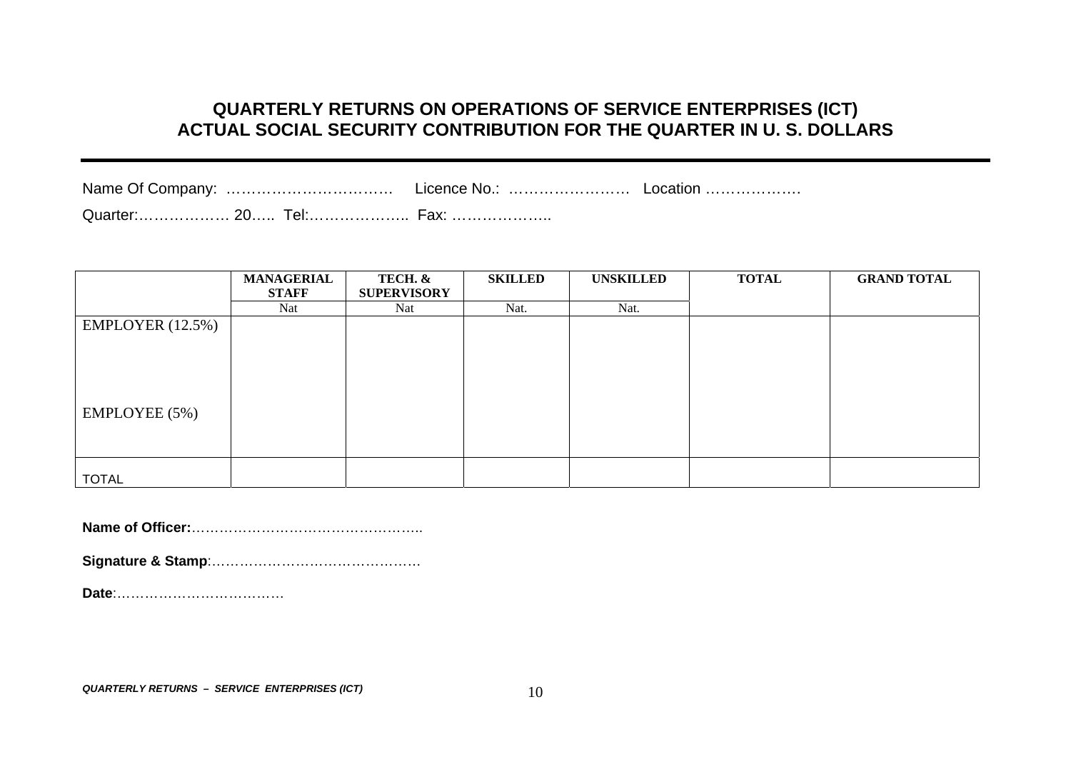## QUARTERLY RETURNS ON OPERATIONS OF SERVICE ENTERPRISES (ICT)
## ACTUAL SOCIAL SECURITY CONTRIBUTION FOR THE QUARTER IN U. S. DOLLARS

Name Of Company: …………………………… Licence No.: …………………… Location ……………….

Quarter:……………… 20….. Tel:……………….. Fax: ………………..

| | MANAGERIAL STAFF | TECH. & SUPERVISORY | SKILLED | UNSKILLED | TOTAL | GRAND TOTAL |
|---|---|---|---|---|---|---|
| | Nat | Nat | Nat. | Nat. | | |
| EMPLOYER (12.5%) | | | | | | |
| EMPLOYEE (5%) | | | | | | |
| TOTAL | | | | | | |

**Name of Officer:**…………………………………………..

**Signature & Stamp**:………………………………………

**Date**:………………………………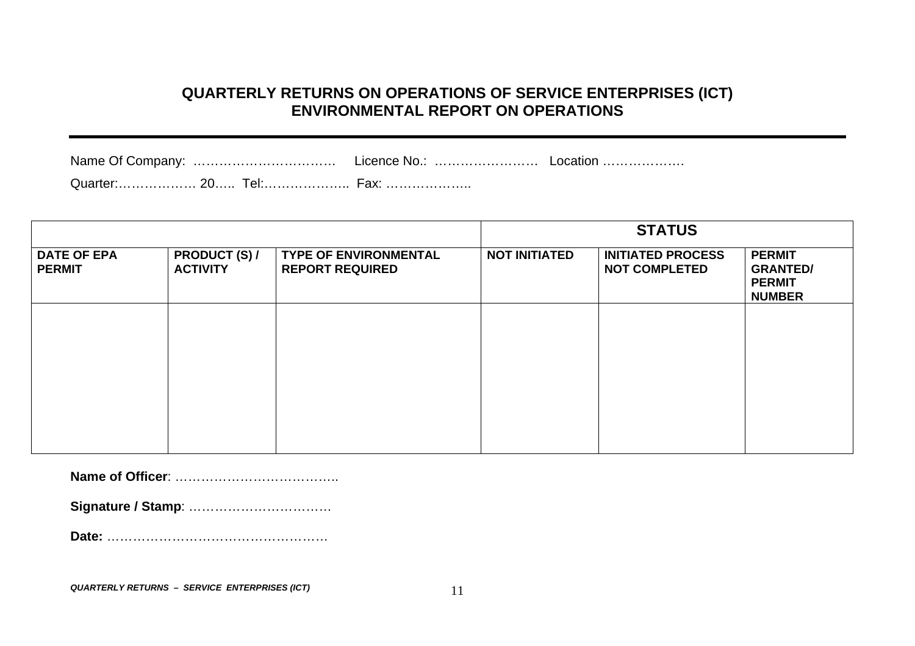## QUARTERLY RETURNS ON OPERATIONS OF SERVICE ENTERPRISES (ICT)
## ENVIRONMENTAL REPORT ON OPERATIONS

---

Name Of Company: …………………………… Licence No.: …………………… Location ……………….

Quarter:……………… 20….. Tel:……………….. Fax: ………………..

| | | | STATUS | | |
|---|---|---|---|---|---|
| **DATE OF EPA PERMIT** | **PRODUCT (S) / ACTIVITY** | **TYPE OF ENVIRONMENTAL REPORT REQUIRED** | **NOT INITIATED** | **INITIATED PROCESS NOT COMPLETED** | **PERMIT GRANTED/ PERMIT NUMBER** |
| | | | | | |

**Name of Officer**: ………………………………..

**Signature / Stamp**: ……………………………

**Date:** ……………………………………………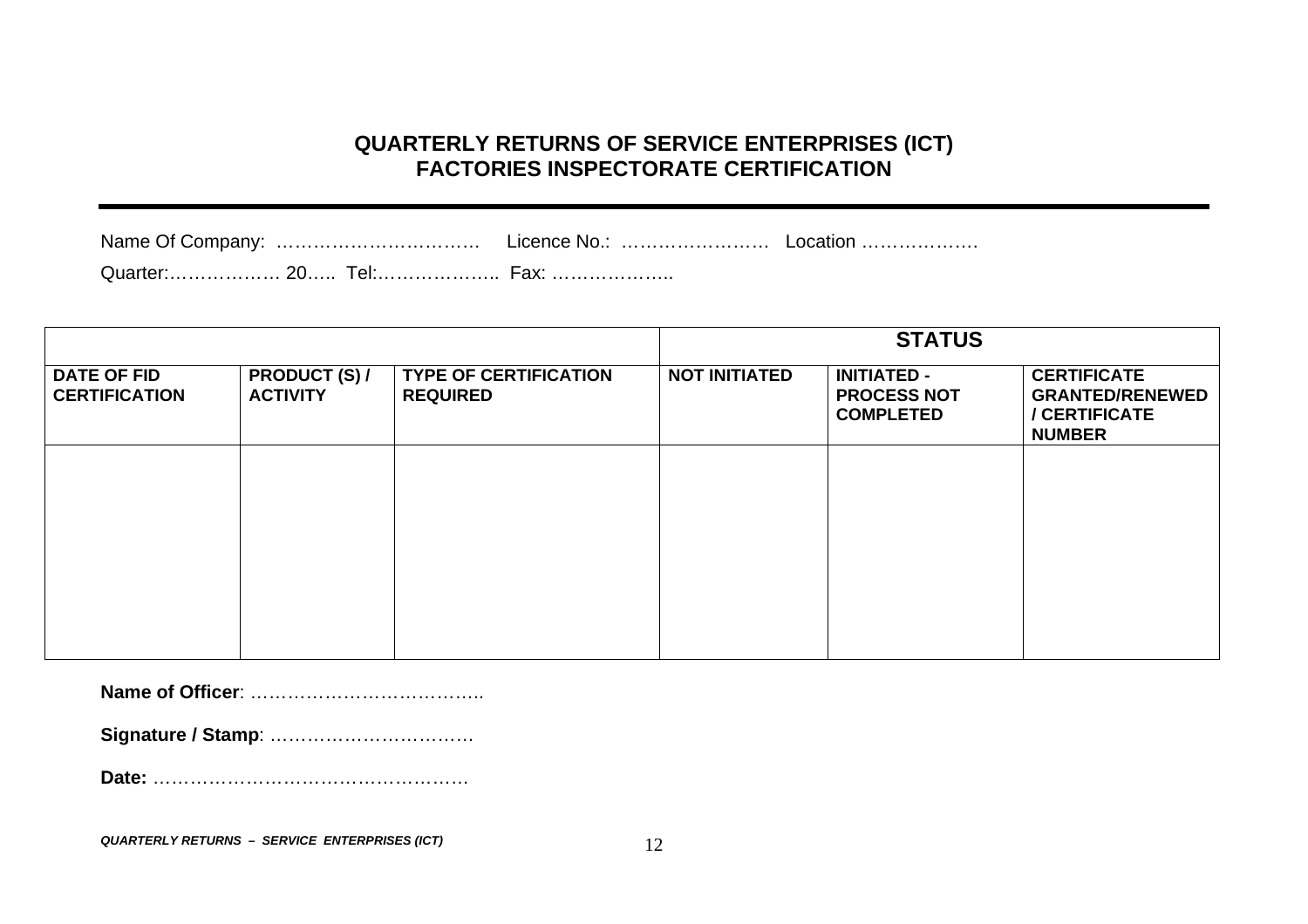# QUARTERLY RETURNS OF SERVICE ENTERPRISES (ICT)
# FACTORIES INSPECTORATE CERTIFICATION

---

Name Of Company: …………………………… Licence No.: …………………… Location ……………….

Quarter:……………… 20….. Tel:……………….. Fax: ………………..

| | | | STATUS | | |
|---|---|---|---|---|---|
| **DATE OF FID CERTIFICATION** | **PRODUCT (S) / ACTIVITY** | **TYPE OF CERTIFICATION REQUIRED** | **NOT INITIATED** | **INITIATED - PROCESS NOT COMPLETED** | **CERTIFICATE GRANTED/RENEWED / CERTIFICATE NUMBER** |
| | | | | | |

**Name of Officer**: ………………………………..

**Signature / Stamp**: ……………………………

**Date:** ……………………………………………

***QUARTERLY RETURNS – SERVICE ENTERPRISES (ICT)***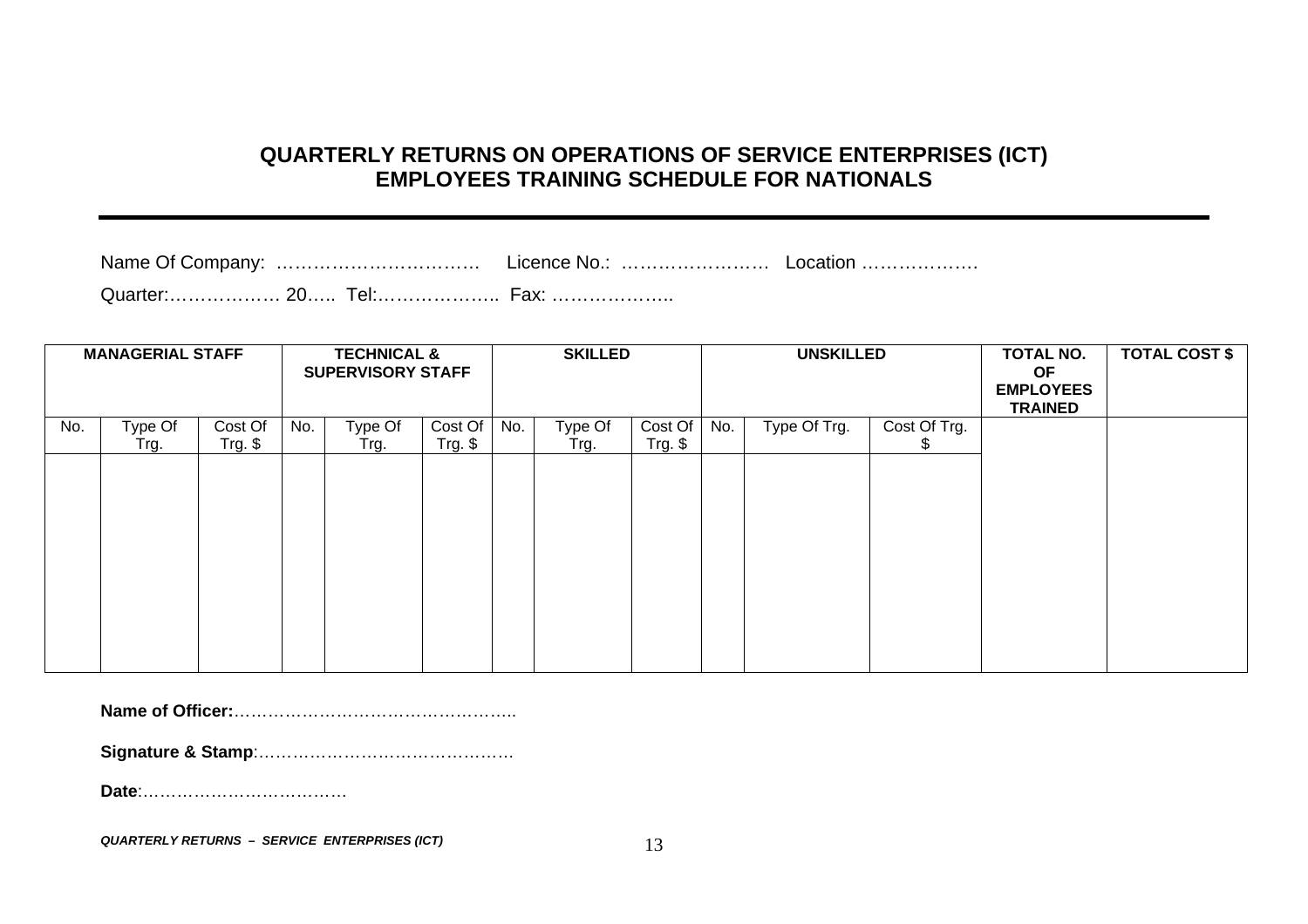# QUARTERLY RETURNS ON OPERATIONS OF SERVICE ENTERPRISES (ICT)
## EMPLOYEES TRAINING SCHEDULE FOR NATIONALS

---

Name Of Company: …………………………… Licence No.: …………………… Location ……………….

Quarter:……………… 20….. Tel:……………….. Fax: ………………..

| MANAGERIAL STAFF | | | TECHNICAL & SUPERVISORY STAFF | | | SKILLED | | | UNSKILLED | | | TOTAL NO. OF EMPLOYEES TRAINED | TOTAL COST $ |
|---|---|---|---|---|---|---|---|---|---|---|---|---|---|
| No. | Type Of Trg. | Cost Of Trg. $ | No. | Type Of Trg. | Cost Of Trg. $ | No. | Type Of Trg. | Cost Of Trg. $ | No. | Type Of Trg. | Cost Of Trg. $ | | |
| | | | | | | | | | | | | | |

**Name of Officer:**…………………………………………..

**Signature & Stamp**:……………………………………….

**Date**:………………………………

***QUARTERLY RETURNS – SERVICE ENTERPRISES (ICT)***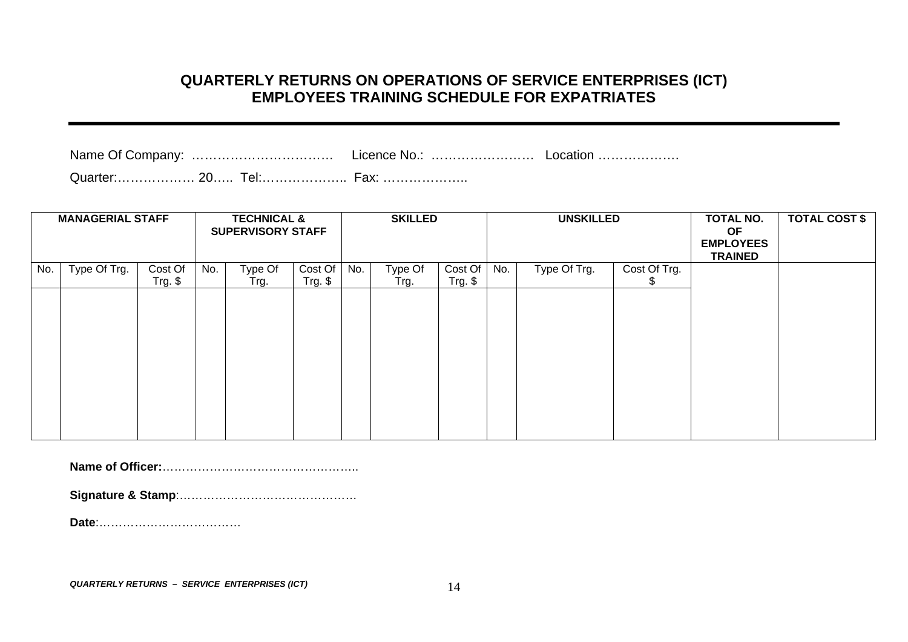# QUARTERLY RETURNS ON OPERATIONS OF SERVICE ENTERPRISES (ICT)
## EMPLOYEES TRAINING SCHEDULE FOR EXPATRIATES

Name Of Company: …………………………… Licence No.: …………………… Location ……………….

Quarter:……………… 20….. Tel:……………….. Fax: ………………..

| MANAGERIAL STAFF | | | TECHNICAL & SUPERVISORY STAFF | | | SKILLED | | | UNSKILLED | | | TOTAL NO. OF EMPLOYEES TRAINED | TOTAL COST $ |
|---|---|---|---|---|---|---|---|---|---|---|---|---|---|
| No. | Type Of Trg. | Cost Of Trg. $ | No. | Type Of Trg. | Cost Of Trg. $ | No. | Type Of Trg. | Cost Of Trg. $ | No. | Type Of Trg. | Cost Of Trg. $ | | |
| | | | | | | | | | | | | | |

**Name of Officer:**…………………………………………..

**Signature & Stamp**:………………………………………

**Date**:………………………………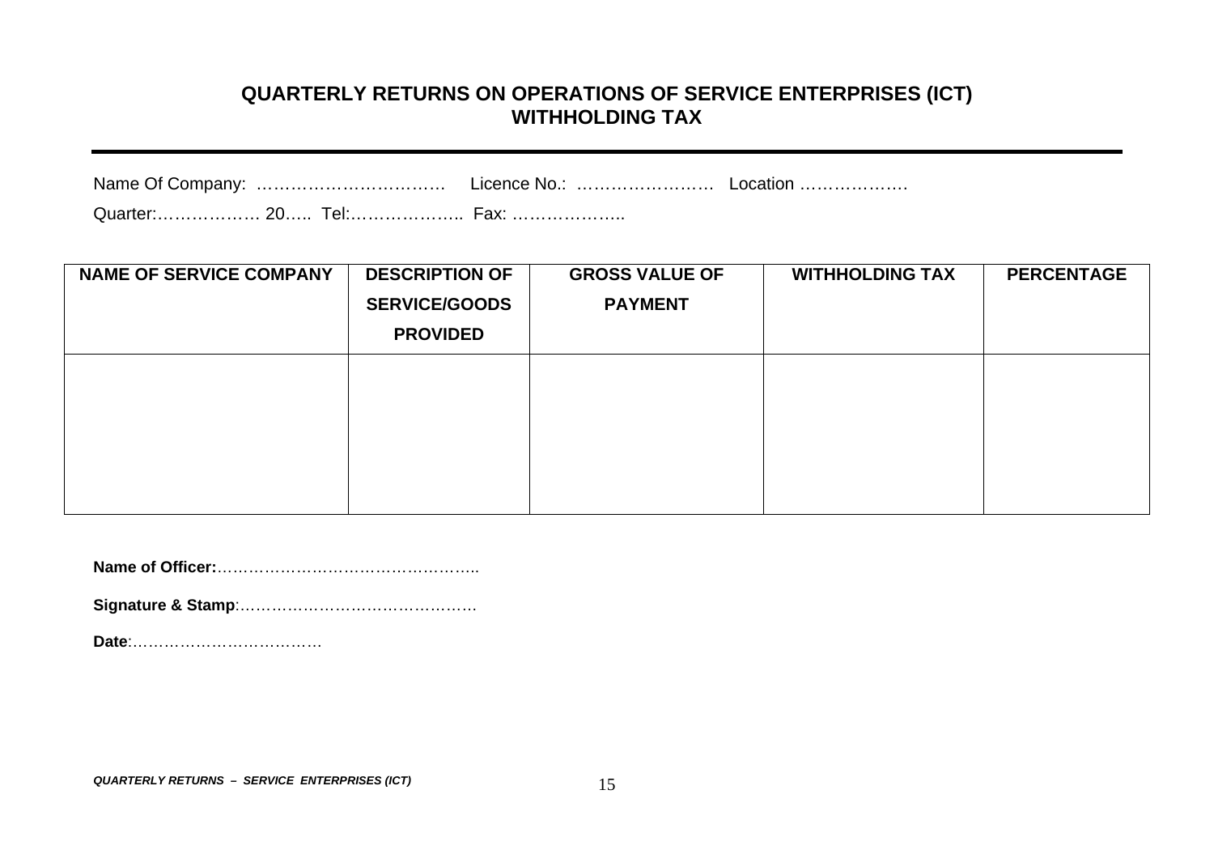# QUARTERLY RETURNS ON OPERATIONS OF SERVICE ENTERPRISES (ICT)
# WITHHOLDING TAX

---

Name Of Company: …………………………… Licence No.: …………………… Location ……………….

Quarter:……………… 20….. Tel:……………….. Fax: ………………..

| NAME OF SERVICE COMPANY | DESCRIPTION OF SERVICE/GOODS PROVIDED | GROSS VALUE OF PAYMENT | WITHHOLDING TAX | PERCENTAGE |
|---|---|---|---|---|
| | | | | |

**Name of Officer:**…………………………………………..

**Signature & Stamp**:………………………………………

**Date**:………………………………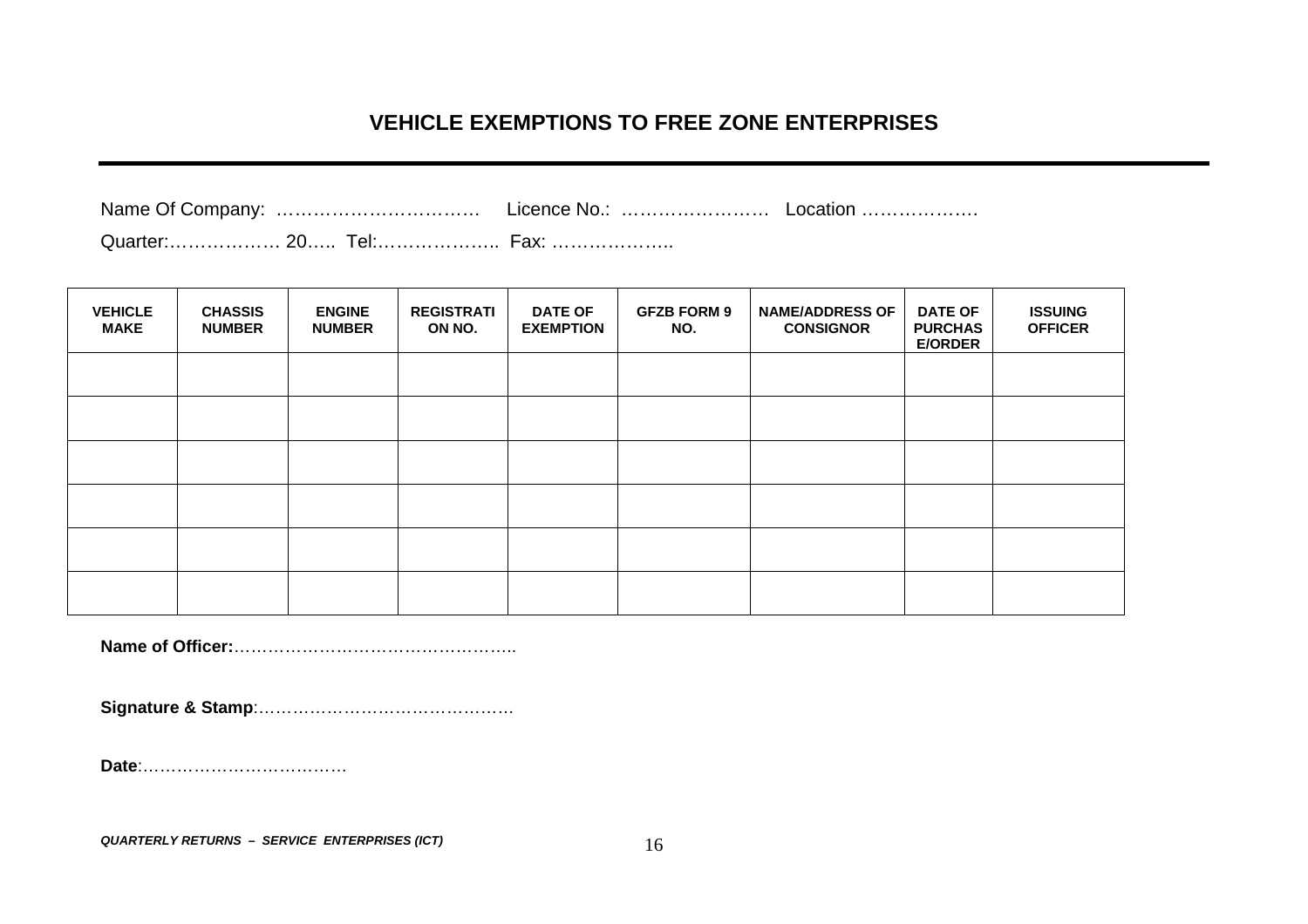# VEHICLE EXEMPTIONS TO FREE ZONE ENTERPRISES

Name Of Company: …………………………… Licence No.: …………………… Location ……………….

Quarter:……………… 20….. Tel:……………….. Fax: ………………..

| VEHICLE MAKE | CHASSIS NUMBER | ENGINE NUMBER | REGISTRATION NO. | DATE OF EXEMPTION | GFZB FORM 9 NO. | NAME/ADDRESS OF CONSIGNOR | DATE OF PURCHASE/ORDER | ISSUING OFFICER |
|---|---|---|---|---|---|---|---|---|
| | | | | | | | | |
| | | | | | | | | |
| | | | | | | | | |
| | | | | | | | | |
| | | | | | | | | |
| | | | | | | | | |

**Name of Officer:**…………………………………………..

**Signature & Stamp**:………………………………………

**Date**:………………………………

***QUARTERLY RETURNS – SERVICE ENTERPRISES (ICT)***